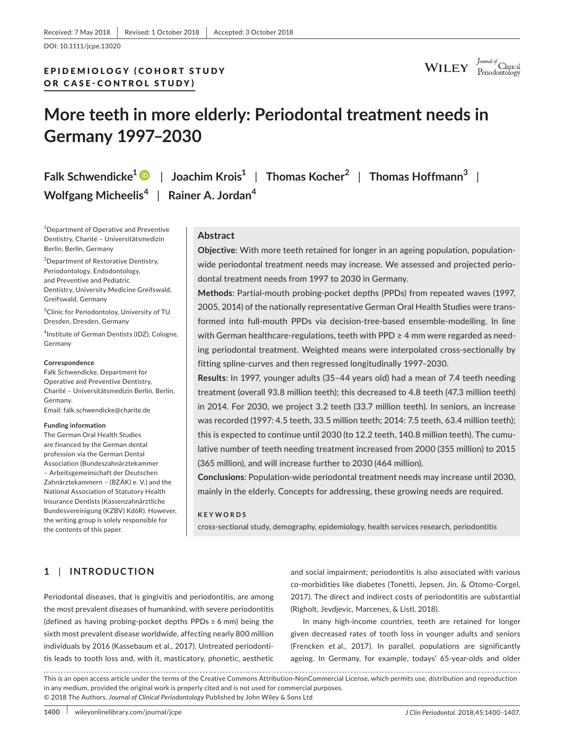Received: 7 May 2018 | Revised: 1 October 2018 | Accepted: 3 October 2018

DOI: 10.1111/jcpe.13020

EPIDEMIOLOGY (COHORT STUDY OR CASE-CONTROL STUDY)

# More teeth in more elderly: Periodontal treatment needs in Germany 1997–2030

**Falk Schwendicke**[1] | **Joachim Krois**[1] | **Thomas Kocher**[2] | **Thomas Hoffmann**[3] | **Wolfgang Micheelis**[4] | **Rainer A. Jordan**[4]

[1]Department of Operative and Preventive Dentistry, Charité – Universitätsmedizin Berlin, Berlin, Germany

[2]Department of Restorative Dentistry, Periodontology, Endodontology, and Preventive and Pediatric Dentistry, University Medicine Greifswald, Greifswald, Germany

[3]Clinic for Periodontoloy, University of TU Dresden, Dresden, Germany

[4]Institute of German Dentists (IDZ), Cologne, Germany

**Correspondence**
Falk Schwendicke, Department for Operative and Preventive Dentistry, Charité – Universitätsmedizin Berlin, Berlin, Germany.
Email: falk.schwendicke@charite.de

**Funding information**
The German Oral Health Studies are financed by the German dental profession via the German Dental Association (Bundeszahnärztekammer – Arbeitsgemeinschaft der Deutschen Zahnärztekammern – (BZÄK) e. V.) and the National Association of Statutory Health Insurance Dentists (Kassenzahnärztliche Bundesvereinigung (KZBV) KdöR). However, the writing group is solely responsible for the contents of this paper.

## Abstract

**Objective**: With more teeth retained for longer in an ageing population, population-wide periodontal treatment needs may increase. We assessed and projected periodontal treatment needs from 1997 to 2030 in Germany.

**Methods**: Partial-mouth probing-pocket depths (PPDs) from repeated waves (1997, 2005, 2014) of the nationally representative German Oral Health Studies were transformed into full-mouth PPDs via decision-tree-based ensemble-modelling. In line with German healthcare-regulations, teeth with PPD ≥ 4 mm were regarded as needing periodontal treatment. Weighted means were interpolated cross-sectionally by fitting spline-curves and then regressed longitudinally 1997–2030.

**Results**: In 1997, younger adults (35–44 years old) had a mean of 7.4 teeth needing treatment (overall 93.8 million teeth); this decreased to 4.8 teeth (47.3 million teeth) in 2014. For 2030, we project 3.2 teeth (33.7 million teeth). In seniors, an increase was recorded (1997: 4.5 teeth, 33.5 million teeth; 2014: 7.5 teeth, 63.4 million teeth); this is expected to continue until 2030 (to 12.2 teeth, 140.8 million teeth). The cumulative number of teeth needing treatment increased from 2000 (355 million) to 2015 (365 million), and will increase further to 2030 (464 million).

**Conclusions**: Population-wide periodontal treatment needs may increase until 2030, mainly in the elderly. Concepts for addressing, these growing needs are required.

**KEYWORDS**

cross-sectional study, demography, epidemiology, health services research, periodontitis

## 1 | INTRODUCTION

Periodontal diseases, that is gingivitis and periodontitis, are among the most prevalent diseases of humankind, with severe periodontitis (defined as having probing-pocket depths PPDs ≥ 6 mm) being the sixth most prevalent disease worldwide, affecting nearly 800 million individuals by 2016 (Kassebaum et al., 2017). Untreated periodontitis leads to tooth loss and, with it, masticatory, phonetic, aesthetic and social impairment; periodontitis is also associated with various co-morbidities like diabetes (Tonetti, Jepsen, Jin, & Otomo-Corgel, 2017). The direct and indirect costs of periodontitis are substantial (Righolt, Jevdjevic, Marcenes, & Listl, 2018).

In many high-income countries, teeth are retained for longer given decreased rates of tooth loss in younger adults and seniors (Frencken et al., 2017). In parallel, populations are significantly ageing. In Germany, for example, todays' 65-year-olds and older

This is an open access article under the terms of the Creative Commons Attribution-NonCommercial License, which permits use, distribution and reproduction in any medium, provided the original work is properly cited and is not used for commercial purposes.
© 2018 The Authors. *Journal of Clinical Periodontology* Published by John Wiley & Sons Ltd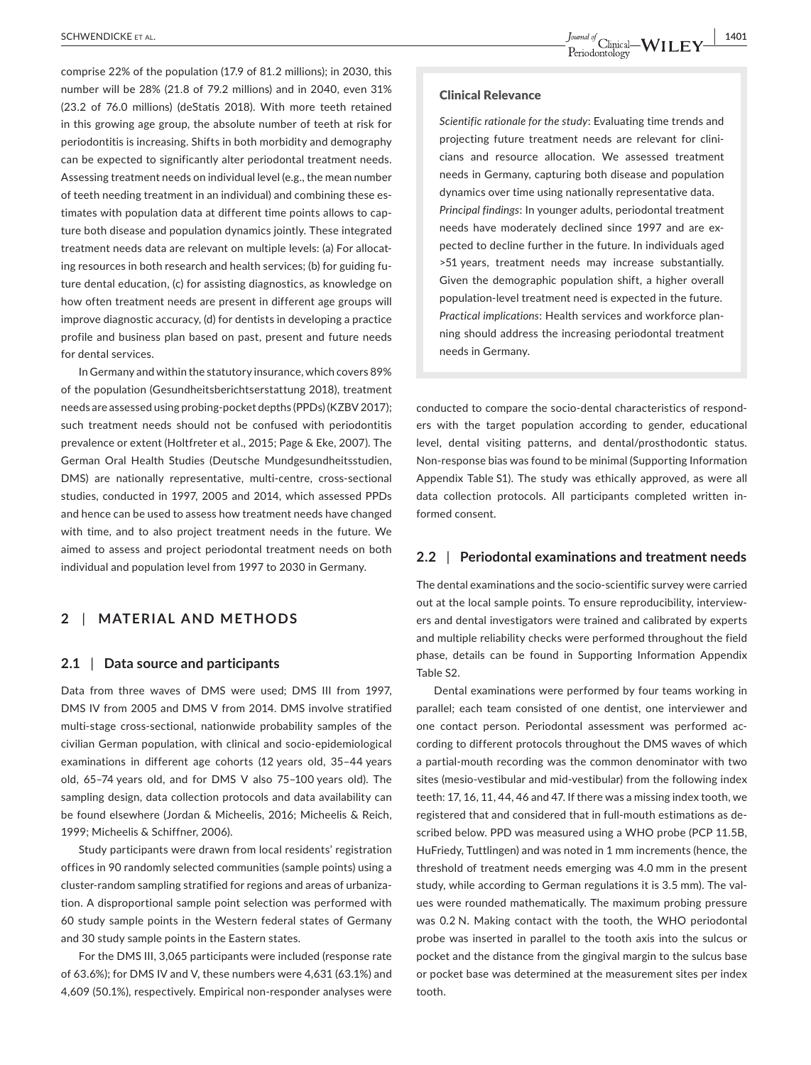comprise 22% of the population (17.9 of 81.2 millions); in 2030, this number will be 28% (21.8 of 79.2 millions) and in 2040, even 31% (23.2 of 76.0 millions) (deStatis 2018). With more teeth retained in this growing age group, the absolute number of teeth at risk for periodontitis is increasing. Shifts in both morbidity and demography can be expected to significantly alter periodontal treatment needs. Assessing treatment needs on individual level (e.g., the mean number of teeth needing treatment in an individual) and combining these estimates with population data at different time points allows to capture both disease and population dynamics jointly. These integrated treatment needs data are relevant on multiple levels: (a) For allocating resources in both research and health services; (b) for guiding future dental education, (c) for assisting diagnostics, as knowledge on how often treatment needs are present in different age groups will improve diagnostic accuracy, (d) for dentists in developing a practice profile and business plan based on past, present and future needs for dental services.

In Germany and within the statutory insurance, which covers 89% of the population (Gesundheitsberichtserstattung 2018), treatment needs are assessed using probing-pocket depths (PPDs) (KZBV 2017); such treatment needs should not be confused with periodontitis prevalence or extent (Holtfreter et al., 2015; Page & Eke, 2007). The German Oral Health Studies (Deutsche Mundgesundheitsstudien, DMS) are nationally representative, multi-centre, cross-sectional studies, conducted in 1997, 2005 and 2014, which assessed PPDs and hence can be used to assess how treatment needs have changed with time, and to also project treatment needs in the future. We aimed to assess and project periodontal treatment needs on both individual and population level from 1997 to 2030 in Germany.

> **Clinical Relevance**
>
> *Scientific rationale for the study*: Evaluating time trends and projecting future treatment needs are relevant for clinicians and resource allocation. We assessed treatment needs in Germany, capturing both disease and population dynamics over time using nationally representative data.
>
> *Principal findings*: In younger adults, periodontal treatment needs have moderately declined since 1997 and are expected to decline further in the future. In individuals aged >51 years, treatment needs may increase substantially. Given the demographic population shift, a higher overall population-level treatment need is expected in the future.
>
> *Practical implications*: Health services and workforce planning should address the increasing periodontal treatment needs in Germany.

## 2 | MATERIAL AND METHODS

### 2.1 | Data source and participants

Data from three waves of DMS were used; DMS III from 1997, DMS IV from 2005 and DMS V from 2014. DMS involve stratified multi-stage cross-sectional, nationwide probability samples of the civilian German population, with clinical and socio-epidemiological examinations in different age cohorts (12 years old, 35–44 years old, 65–74 years old, and for DMS V also 75–100 years old). The sampling design, data collection protocols and data availability can be found elsewhere (Jordan & Micheelis, 2016; Micheelis & Reich, 1999; Micheelis & Schiffner, 2006).

Study participants were drawn from local residents' registration offices in 90 randomly selected communities (sample points) using a cluster-random sampling stratified for regions and areas of urbanization. A disproportional sample point selection was performed with 60 study sample points in the Western federal states of Germany and 30 study sample points in the Eastern states.

For the DMS III, 3,065 participants were included (response rate of 63.6%); for DMS IV and V, these numbers were 4,631 (63.1%) and 4,609 (50.1%), respectively. Empirical non-responder analyses were conducted to compare the socio-dental characteristics of responders with the target population according to gender, educational level, dental visiting patterns, and dental/prosthodontic status. Non-response bias was found to be minimal (Supporting Information Appendix Table S1). The study was ethically approved, as were all data collection protocols. All participants completed written informed consent.

### 2.2 | Periodontal examinations and treatment needs

The dental examinations and the socio-scientific survey were carried out at the local sample points. To ensure reproducibility, interviewers and dental investigators were trained and calibrated by experts and multiple reliability checks were performed throughout the field phase, details can be found in Supporting Information Appendix Table S2.

Dental examinations were performed by four teams working in parallel; each team consisted of one dentist, one interviewer and one contact person. Periodontal assessment was performed according to different protocols throughout the DMS waves of which a partial-mouth recording was the common denominator with two sites (mesio-vestibular and mid-vestibular) from the following index teeth: 17, 16, 11, 44, 46 and 47. If there was a missing index tooth, we registered that and considered that in full-mouth estimations as described below. PPD was measured using a WHO probe (PCP 11.5B, HuFriedy, Tuttlingen) and was noted in 1 mm increments (hence, the threshold of treatment needs emerging was 4.0 mm in the present study, while according to German regulations it is 3.5 mm). The values were rounded mathematically. The maximum probing pressure was 0.2 N. Making contact with the tooth, the WHO periodontal probe was inserted in parallel to the tooth axis into the sulcus or pocket and the distance from the gingival margin to the sulcus base or pocket base was determined at the measurement sites per index tooth.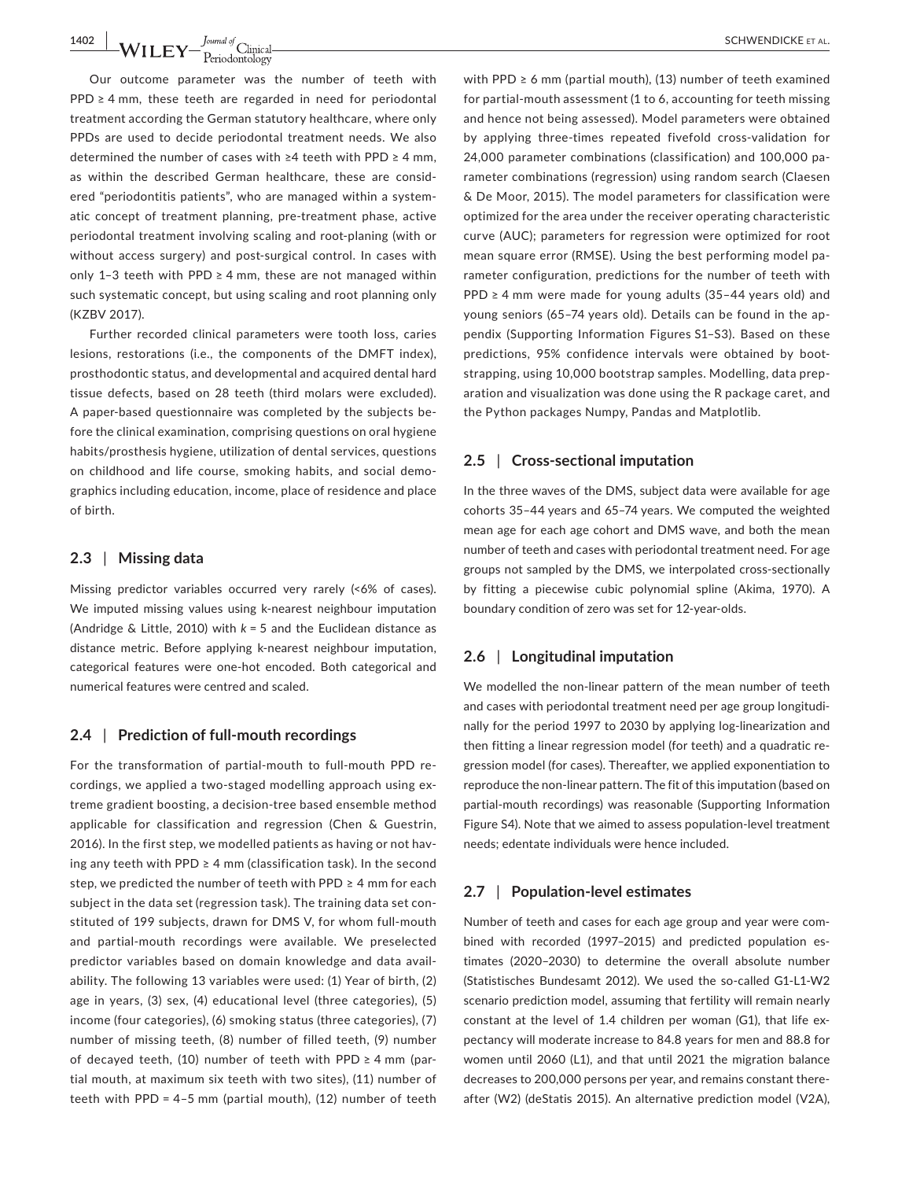Our outcome parameter was the number of teeth with PPD ≥ 4 mm, these teeth are regarded in need for periodontal treatment according the German statutory healthcare, where only PPDs are used to decide periodontal treatment needs. We also determined the number of cases with ≥4 teeth with PPD ≥ 4 mm, as within the described German healthcare, these are considered "periodontitis patients", who are managed within a systematic concept of treatment planning, pre-treatment phase, active periodontal treatment involving scaling and root-planing (with or without access surgery) and post-surgical control. In cases with only 1–3 teeth with PPD ≥ 4 mm, these are not managed within such systematic concept, but using scaling and root planning only (KZBV 2017).

Further recorded clinical parameters were tooth loss, caries lesions, restorations (i.e., the components of the DMFT index), prosthodontic status, and developmental and acquired dental hard tissue defects, based on 28 teeth (third molars were excluded). A paper-based questionnaire was completed by the subjects before the clinical examination, comprising questions on oral hygiene habits/prosthesis hygiene, utilization of dental services, questions on childhood and life course, smoking habits, and social demographics including education, income, place of residence and place of birth.

### 2.3 | Missing data

Missing predictor variables occurred very rarely (<6% of cases). We imputed missing values using k-nearest neighbour imputation (Andridge & Little, 2010) with $k = 5$ and the Euclidean distance as distance metric. Before applying k-nearest neighbour imputation, categorical features were one-hot encoded. Both categorical and numerical features were centred and scaled.

### 2.4 | Prediction of full-mouth recordings

For the transformation of partial-mouth to full-mouth PPD recordings, we applied a two-staged modelling approach using extreme gradient boosting, a decision-tree based ensemble method applicable for classification and regression (Chen & Guestrin, 2016). In the first step, we modelled patients as having or not having any teeth with PPD ≥ 4 mm (classification task). In the second step, we predicted the number of teeth with PPD ≥ 4 mm for each subject in the data set (regression task). The training data set constituted of 199 subjects, drawn for DMS V, for whom full-mouth and partial-mouth recordings were available. We preselected predictor variables based on domain knowledge and data availability. The following 13 variables were used: (1) Year of birth, (2) age in years, (3) sex, (4) educational level (three categories), (5) income (four categories), (6) smoking status (three categories), (7) number of missing teeth, (8) number of filled teeth, (9) number of decayed teeth, (10) number of teeth with PPD ≥ 4 mm (partial mouth, at maximum six teeth with two sites), (11) number of teeth with PPD = 4–5 mm (partial mouth), (12) number of teeth with PPD ≥ 6 mm (partial mouth), (13) number of teeth examined for partial-mouth assessment (1 to 6, accounting for teeth missing and hence not being assessed). Model parameters were obtained by applying three-times repeated fivefold cross-validation for 24,000 parameter combinations (classification) and 100,000 parameter combinations (regression) using random search (Claesen & De Moor, 2015). The model parameters for classification were optimized for the area under the receiver operating characteristic curve (AUC); parameters for regression were optimized for root mean square error (RMSE). Using the best performing model parameter configuration, predictions for the number of teeth with PPD ≥ 4 mm were made for young adults (35–44 years old) and young seniors (65–74 years old). Details can be found in the appendix (Supporting Information Figures S1–S3). Based on these predictions, 95% confidence intervals were obtained by bootstrapping, using 10,000 bootstrap samples. Modelling, data preparation and visualization was done using the R package caret, and the Python packages Numpy, Pandas and Matplotlib.

### 2.5 | Cross-sectional imputation

In the three waves of the DMS, subject data were available for age cohorts 35–44 years and 65–74 years. We computed the weighted mean age for each age cohort and DMS wave, and both the mean number of teeth and cases with periodontal treatment need. For age groups not sampled by the DMS, we interpolated cross-sectionally by fitting a piecewise cubic polynomial spline (Akima, 1970). A boundary condition of zero was set for 12-year-olds.

### 2.6 | Longitudinal imputation

We modelled the non-linear pattern of the mean number of teeth and cases with periodontal treatment need per age group longitudinally for the period 1997 to 2030 by applying log-linearization and then fitting a linear regression model (for teeth) and a quadratic regression model (for cases). Thereafter, we applied exponentiation to reproduce the non-linear pattern. The fit of this imputation (based on partial-mouth recordings) was reasonable (Supporting Information Figure S4). Note that we aimed to assess population-level treatment needs; edentate individuals were hence included.

### 2.7 | Population-level estimates

Number of teeth and cases for each age group and year were combined with recorded (1997–2015) and predicted population estimates (2020–2030) to determine the overall absolute number (Statistisches Bundesamt 2012). We used the so-called G1-L1-W2 scenario prediction model, assuming that fertility will remain nearly constant at the level of 1.4 children per woman (G1), that life expectancy will moderate increase to 84.8 years for men and 88.8 for women until 2060 (L1), and that until 2021 the migration balance decreases to 200,000 persons per year, and remains constant thereafter (W2) (deStatis 2015). An alternative prediction model (V2A),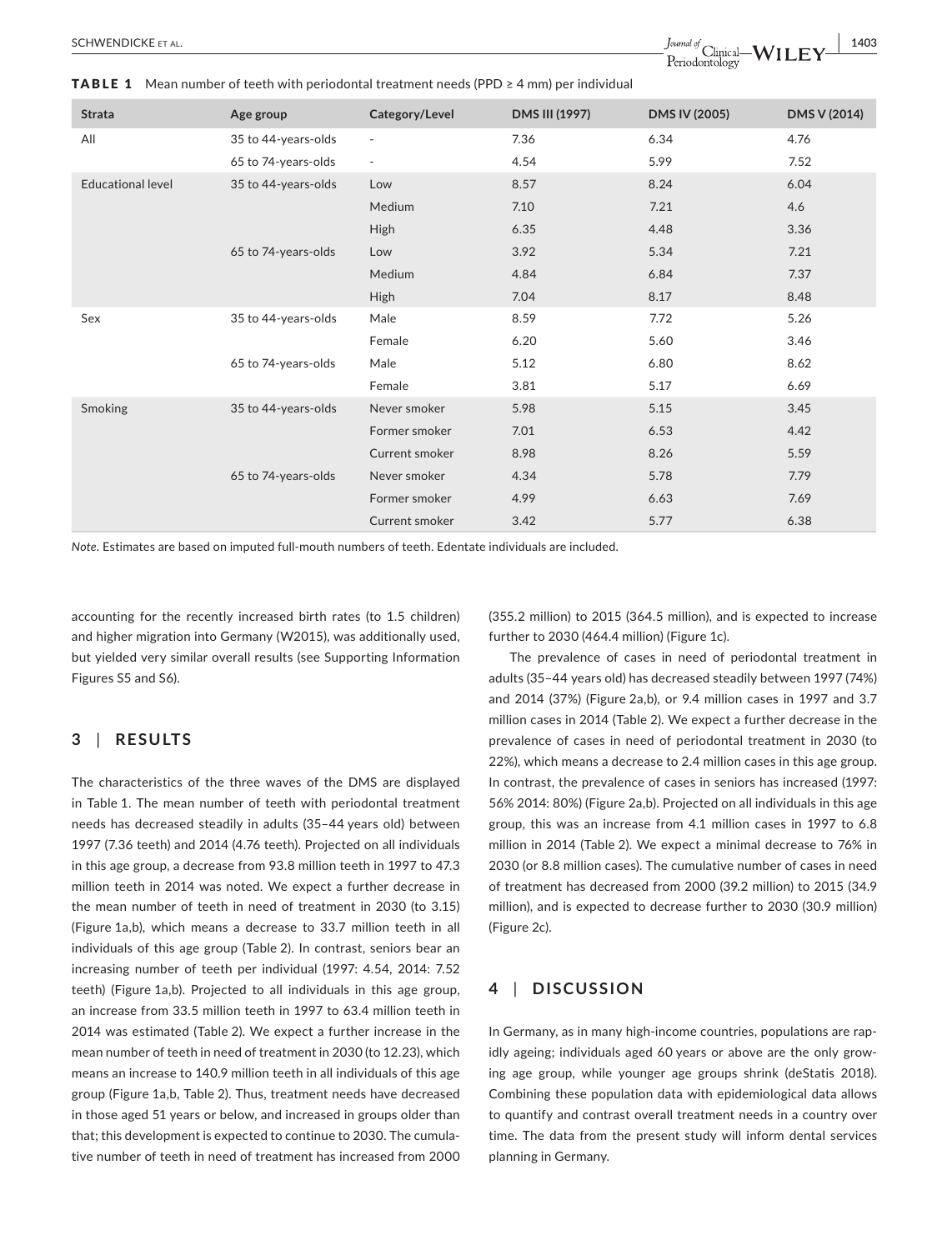**TABLE 1** Mean number of teeth with periodontal treatment needs (PPD ≥ 4 mm) per individual

| Strata | Age group | Category/Level | DMS III (1997) | DMS IV (2005) | DMS V (2014) |
|---|---|---|---|---|---|
| All | 35 to 44-years-olds | - | 7.36 | 6.34 | 4.76 |
| | 65 to 74-years-olds | - | 4.54 | 5.99 | 7.52 |
| Educational level | 35 to 44-years-olds | Low | 8.57 | 8.24 | 6.04 |
| | | Medium | 7.10 | 7.21 | 4.6 |
| | | High | 6.35 | 4.48 | 3.36 |
| | 65 to 74-years-olds | Low | 3.92 | 5.34 | 7.21 |
| | | Medium | 4.84 | 6.84 | 7.37 |
| | | High | 7.04 | 8.17 | 8.48 |
| Sex | 35 to 44-years-olds | Male | 8.59 | 7.72 | 5.26 |
| | | Female | 6.20 | 5.60 | 3.46 |
| | 65 to 74-years-olds | Male | 5.12 | 6.80 | 8.62 |
| | | Female | 3.81 | 5.17 | 6.69 |
| Smoking | 35 to 44-years-olds | Never smoker | 5.98 | 5.15 | 3.45 |
| | | Former smoker | 7.01 | 6.53 | 4.42 |
| | | Current smoker | 8.98 | 8.26 | 5.59 |
| | 65 to 74-years-olds | Never smoker | 4.34 | 5.78 | 7.79 |
| | | Former smoker | 4.99 | 6.63 | 7.69 |
| | | Current smoker | 3.42 | 5.77 | 6.38 |

*Note.* Estimates are based on imputed full-mouth numbers of teeth. Edentate individuals are included.

accounting for the recently increased birth rates (to 1.5 children) and higher migration into Germany (W2015), was additionally used, but yielded very similar overall results (see Supporting Information Figures S5 and S6).

## 3 | RESULTS

The characteristics of the three waves of the DMS are displayed in Table 1. The mean number of teeth with periodontal treatment needs has decreased steadily in adults (35–44 years old) between 1997 (7.36 teeth) and 2014 (4.76 teeth). Projected on all individuals in this age group, a decrease from 93.8 million teeth in 1997 to 47.3 million teeth in 2014 was noted. We expect a further decrease in the mean number of teeth in need of treatment in 2030 (to 3.15) (Figure 1a,b), which means a decrease to 33.7 million teeth in all individuals of this age group (Table 2). In contrast, seniors bear an increasing number of teeth per individual (1997: 4.54, 2014: 7.52 teeth) (Figure 1a,b). Projected to all individuals in this age group, an increase from 33.5 million teeth in 1997 to 63.4 million teeth in 2014 was estimated (Table 2). We expect a further increase in the mean number of teeth in need of treatment in 2030 (to 12.23), which means an increase to 140.9 million teeth in all individuals of this age group (Figure 1a,b, Table 2). Thus, treatment needs have decreased in those aged 51 years or below, and increased in groups older than that; this development is expected to continue to 2030. The cumulative number of teeth in need of treatment has increased from 2000 (355.2 million) to 2015 (364.5 million), and is expected to increase further to 2030 (464.4 million) (Figure 1c).

The prevalence of cases in need of periodontal treatment in adults (35–44 years old) has decreased steadily between 1997 (74%) and 2014 (37%) (Figure 2a,b), or 9.4 million cases in 1997 and 3.7 million cases in 2014 (Table 2). We expect a further decrease in the prevalence of cases in need of periodontal treatment in 2030 (to 22%), which means a decrease to 2.4 million cases in this age group. In contrast, the prevalence of cases in seniors has increased (1997: 56% 2014: 80%) (Figure 2a,b). Projected on all individuals in this age group, this was an increase from 4.1 million cases in 1997 to 6.8 million in 2014 (Table 2). We expect a minimal decrease to 76% in 2030 (or 8.8 million cases). The cumulative number of cases in need of treatment has decreased from 2000 (39.2 million) to 2015 (34.9 million), and is expected to decrease further to 2030 (30.9 million) (Figure 2c).

## 4 | DISCUSSION

In Germany, as in many high-income countries, populations are rapidly ageing; individuals aged 60 years or above are the only growing age group, while younger age groups shrink (deStatis 2018). Combining these population data with epidemiological data allows to quantify and contrast overall treatment needs in a country over time. The data from the present study will inform dental services planning in Germany.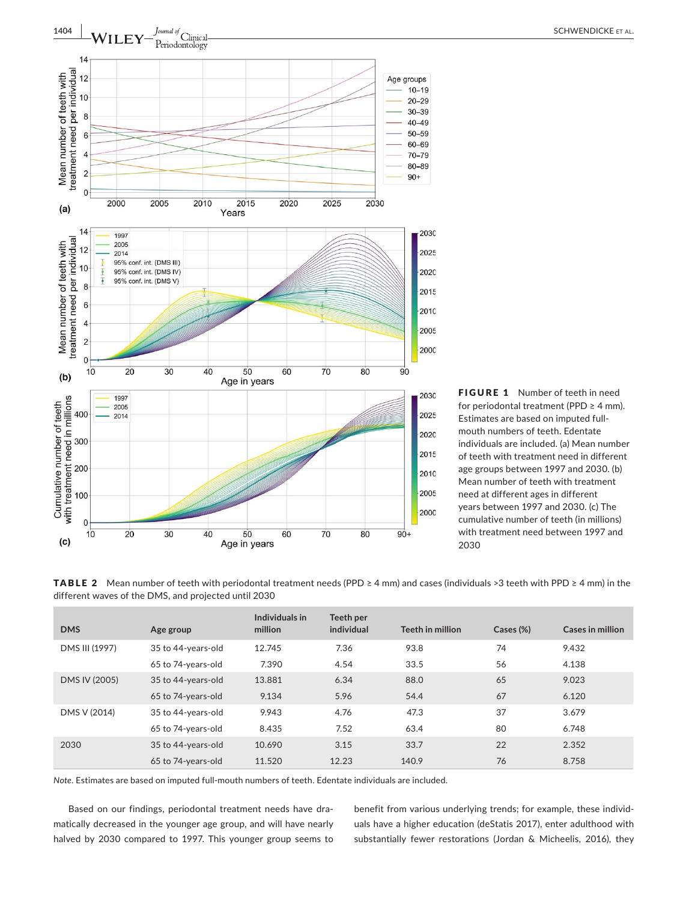**FIGURE 1** Number of teeth in need for periodontal treatment (PPD ≥ 4 mm). Estimates are based on imputed full-mouth numbers of teeth. Edentate individuals are included. (a) Mean number of teeth with treatment need in different age groups between 1997 and 2030. (b) Mean number of teeth with treatment need at different ages in different years between 1997 and 2030. (c) The cumulative number of teeth (in millions) with treatment need between 1997 and 2030

**TABLE 2** Mean number of teeth with periodontal treatment needs (PPD ≥ 4 mm) and cases (individuals >3 teeth with PPD ≥ 4 mm) in the different waves of the DMS, and projected until 2030

| DMS | Age group | Individuals in million | Teeth per individual | Teeth in million | Cases (%) | Cases in million |
|---|---|---|---|---|---|---|
| DMS III (1997) | 35 to 44-years-old | 12.745 | 7.36 | 93.8 | 74 | 9.432 |
| | 65 to 74-years-old | 7.390 | 4.54 | 33.5 | 56 | 4.138 |
| DMS IV (2005) | 35 to 44-years-old | 13.881 | 6.34 | 88.0 | 65 | 9.023 |
| | 65 to 74-years-old | 9.134 | 5.96 | 54.4 | 67 | 6.120 |
| DMS V (2014) | 35 to 44-years-old | 9.943 | 4.76 | 47.3 | 37 | 3.679 |
| | 65 to 74-years-old | 8.435 | 7.52 | 63.4 | 80 | 6.748 |
| 2030 | 35 to 44-years-old | 10.690 | 3.15 | 33.7 | 22 | 2.352 |
| | 65 to 74-years-old | 11.520 | 12.23 | 140.9 | 76 | 8.758 |

*Note.* Estimates are based on imputed full-mouth numbers of teeth. Edentate individuals are included.

Based on our findings, periodontal treatment needs have dramatically decreased in the younger age group, and will have nearly halved by 2030 compared to 1997. This younger group seems to benefit from various underlying trends; for example, these individuals have a higher education (deStatis 2017), enter adulthood with substantially fewer restorations (Jordan & Micheelis, 2016), they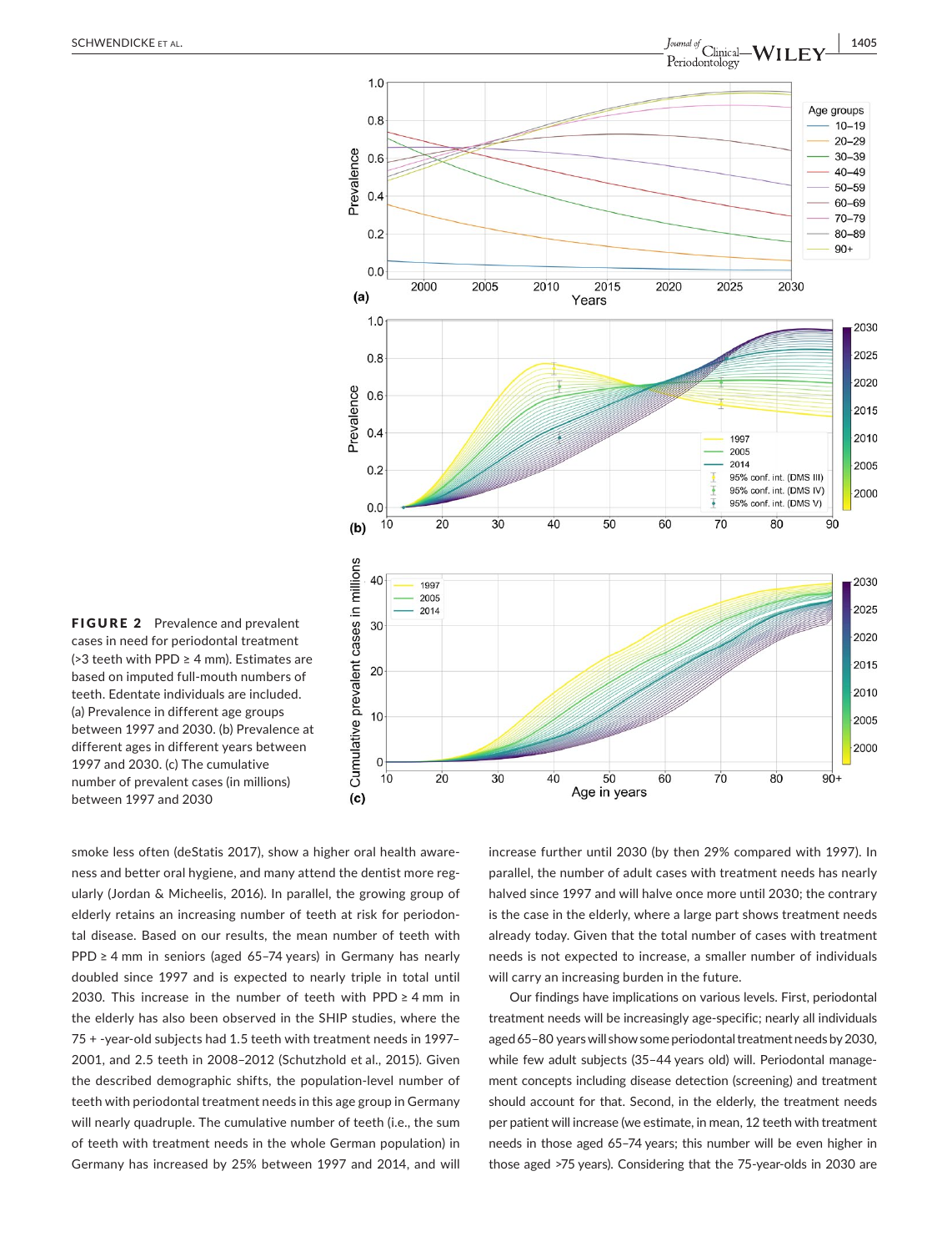**FIGURE 2** Prevalence and prevalent cases in need for periodontal treatment (>3 teeth with PPD ≥ 4 mm). Estimates are based on imputed full-mouth numbers of teeth. Edentate individuals are included. (a) Prevalence in different age groups between 1997 and 2030. (b) Prevalence at different ages in different years between 1997 and 2030. (c) The cumulative number of prevalent cases (in millions) between 1997 and 2030

smoke less often (deStatis 2017), show a higher oral health awareness and better oral hygiene, and many attend the dentist more regularly (Jordan & Micheelis, 2016). In parallel, the growing group of elderly retains an increasing number of teeth at risk for periodontal disease. Based on our results, the mean number of teeth with PPD ≥ 4 mm in seniors (aged 65–74 years) in Germany has nearly doubled since 1997 and is expected to nearly triple in total until 2030. This increase in the number of teeth with PPD ≥ 4 mm in the elderly has also been observed in the SHIP studies, where the 75 + -year-old subjects had 1.5 teeth with treatment needs in 1997–2001, and 2.5 teeth in 2008–2012 (Schutzhold et al., 2015). Given the described demographic shifts, the population-level number of teeth with periodontal treatment needs in this age group in Germany will nearly quadruple. The cumulative number of teeth (i.e., the sum of teeth with treatment needs in the whole German population) in Germany has increased by 25% between 1997 and 2014, and will increase further until 2030 (by then 29% compared with 1997). In parallel, the number of adult cases with treatment needs has nearly halved since 1997 and will halve once more until 2030; the contrary is the case in the elderly, where a large part shows treatment needs already today. Given that the total number of cases with treatment needs is not expected to increase, a smaller number of individuals will carry an increasing burden in the future.

Our findings have implications on various levels. First, periodontal treatment needs will be increasingly age-specific; nearly all individuals aged 65–80 years will show some periodontal treatment needs by 2030, while few adult subjects (35–44 years old) will. Periodontal management concepts including disease detection (screening) and treatment should account for that. Second, in the elderly, the treatment needs per patient will increase (we estimate, in mean, 12 teeth with treatment needs in those aged 65–74 years; this number will be even higher in those aged >75 years). Considering that the 75-year-olds in 2030 are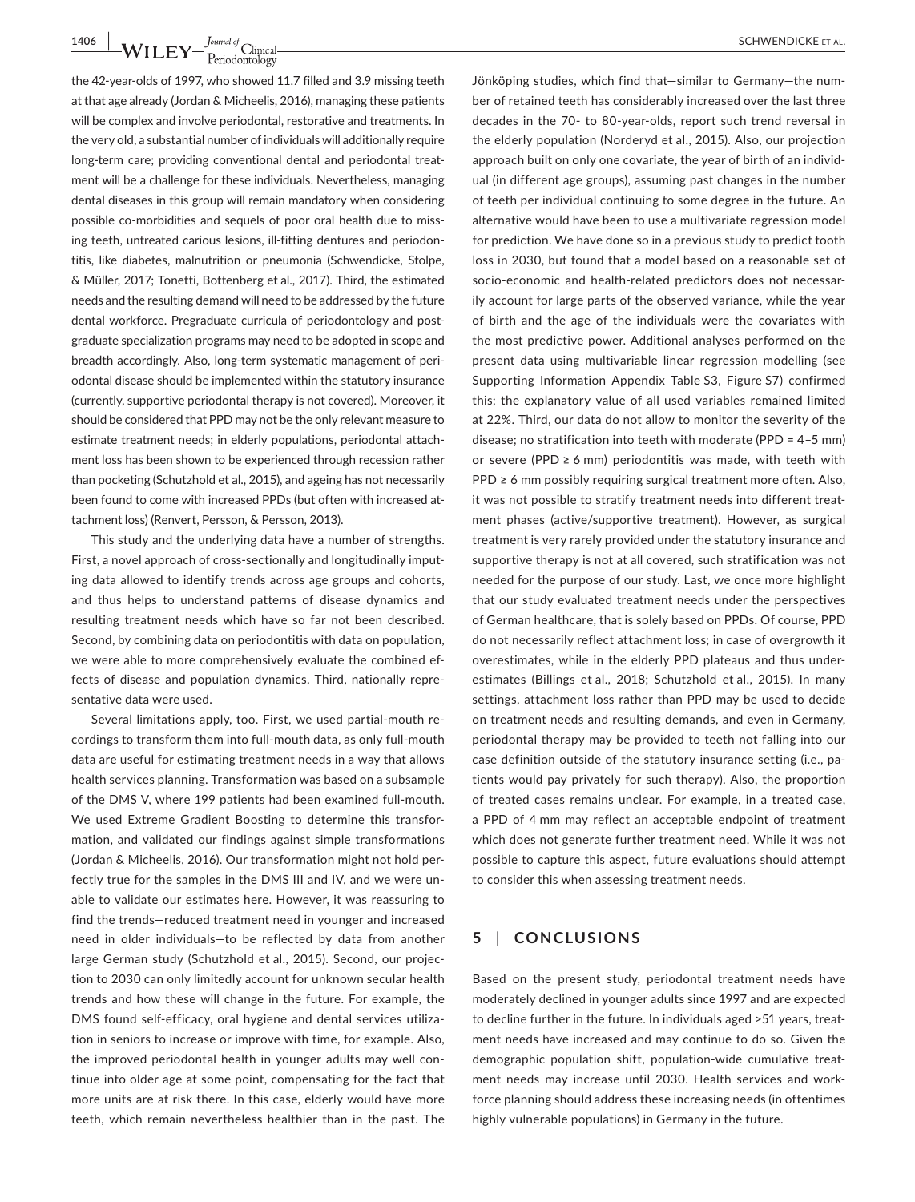the 42-year-olds of 1997, who showed 11.7 filled and 3.9 missing teeth at that age already (Jordan & Micheelis, 2016), managing these patients will be complex and involve periodontal, restorative and treatments. In the very old, a substantial number of individuals will additionally require long-term care; providing conventional dental and periodontal treatment will be a challenge for these individuals. Nevertheless, managing dental diseases in this group will remain mandatory when considering possible co-morbidities and sequels of poor oral health due to missing teeth, untreated carious lesions, ill-fitting dentures and periodontitis, like diabetes, malnutrition or pneumonia (Schwendicke, Stolpe, & Müller, 2017; Tonetti, Bottenberg et al., 2017). Third, the estimated needs and the resulting demand will need to be addressed by the future dental workforce. Pregraduate curricula of periodontology and postgraduate specialization programs may need to be adopted in scope and breadth accordingly. Also, long-term systematic management of periodontal disease should be implemented within the statutory insurance (currently, supportive periodontal therapy is not covered). Moreover, it should be considered that PPD may not be the only relevant measure to estimate treatment needs; in elderly populations, periodontal attachment loss has been shown to be experienced through recession rather than pocketing (Schutzhold et al., 2015), and ageing has not necessarily been found to come with increased PPDs (but often with increased attachment loss) (Renvert, Persson, & Persson, 2013).

This study and the underlying data have a number of strengths. First, a novel approach of cross-sectionally and longitudinally imputing data allowed to identify trends across age groups and cohorts, and thus helps to understand patterns of disease dynamics and resulting treatment needs which have so far not been described. Second, by combining data on periodontitis with data on population, we were able to more comprehensively evaluate the combined effects of disease and population dynamics. Third, nationally representative data were used.

Several limitations apply, too. First, we used partial-mouth recordings to transform them into full-mouth data, as only full-mouth data are useful for estimating treatment needs in a way that allows health services planning. Transformation was based on a subsample of the DMS V, where 199 patients had been examined full-mouth. We used Extreme Gradient Boosting to determine this transformation, and validated our findings against simple transformations (Jordan & Micheelis, 2016). Our transformation might not hold perfectly true for the samples in the DMS III and IV, and we were unable to validate our estimates here. However, it was reassuring to find the trends—reduced treatment need in younger and increased need in older individuals—to be reflected by data from another large German study (Schutzhold et al., 2015). Second, our projection to 2030 can only limitedly account for unknown secular health trends and how these will change in the future. For example, the DMS found self-efficacy, oral hygiene and dental services utilization in seniors to increase or improve with time, for example. Also, the improved periodontal health in younger adults may well continue into older age at some point, compensating for the fact that more units are at risk there. In this case, elderly would have more teeth, which remain nevertheless healthier than in the past. The Jönköping studies, which find that—similar to Germany—the number of retained teeth has considerably increased over the last three decades in the 70- to 80-year-olds, report such trend reversal in the elderly population (Norderyd et al., 2015). Also, our projection approach built on only one covariate, the year of birth of an individual (in different age groups), assuming past changes in the number of teeth per individual continuing to some degree in the future. An alternative would have been to use a multivariate regression model for prediction. We have done so in a previous study to predict tooth loss in 2030, but found that a model based on a reasonable set of socio-economic and health-related predictors does not necessarily account for large parts of the observed variance, while the year of birth and the age of the individuals were the covariates with the most predictive power. Additional analyses performed on the present data using multivariable linear regression modelling (see Supporting Information Appendix Table S3, Figure S7) confirmed this; the explanatory value of all used variables remained limited at 22%. Third, our data do not allow to monitor the severity of the disease; no stratification into teeth with moderate (PPD = 4–5 mm) or severe (PPD ≥ 6 mm) periodontitis was made, with teeth with PPD ≥ 6 mm possibly requiring surgical treatment more often. Also, it was not possible to stratify treatment needs into different treatment phases (active/supportive treatment). However, as surgical treatment is very rarely provided under the statutory insurance and supportive therapy is not at all covered, such stratification was not needed for the purpose of our study. Last, we once more highlight that our study evaluated treatment needs under the perspectives of German healthcare, that is solely based on PPDs. Of course, PPD do not necessarily reflect attachment loss; in case of overgrowth it overestimates, while in the elderly PPD plateaus and thus underestimates (Billings et al., 2018; Schutzhold et al., 2015). In many settings, attachment loss rather than PPD may be used to decide on treatment needs and resulting demands, and even in Germany, periodontal therapy may be provided to teeth not falling into our case definition outside of the statutory insurance setting (i.e., patients would pay privately for such therapy). Also, the proportion of treated cases remains unclear. For example, in a treated case, a PPD of 4 mm may reflect an acceptable endpoint of treatment which does not generate further treatment need. While it was not possible to capture this aspect, future evaluations should attempt to consider this when assessing treatment needs.

## 5 | CONCLUSIONS

Based on the present study, periodontal treatment needs have moderately declined in younger adults since 1997 and are expected to decline further in the future. In individuals aged >51 years, treatment needs have increased and may continue to do so. Given the demographic population shift, population-wide cumulative treatment needs may increase until 2030. Health services and workforce planning should address these increasing needs (in oftentimes highly vulnerable populations) in Germany in the future.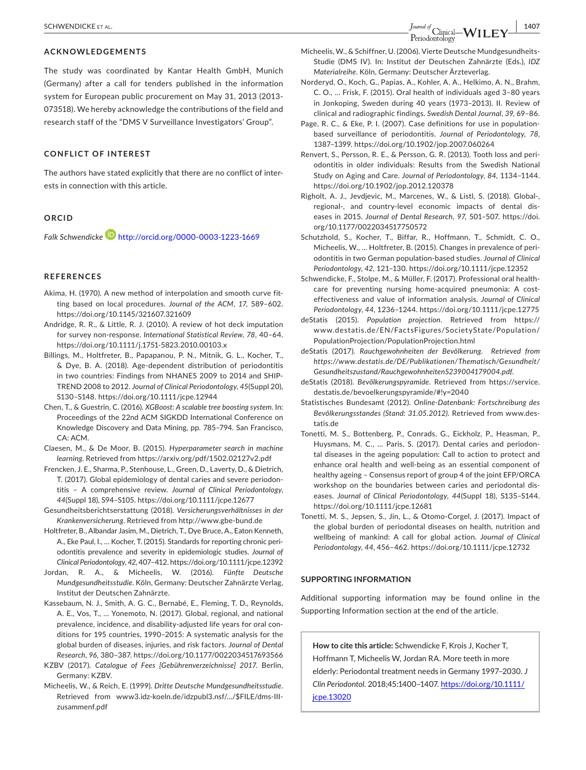## ACKNOWLEDGEMENTS

The study was coordinated by Kantar Health GmbH, Munich (Germany) after a call for tenders published in the information system for European public procurement on May 31, 2013 (2013-073518). We hereby acknowledge the contributions of the field and research staff of the "DMS V Surveillance Investigators' Group".

## CONFLICT OF INTEREST

The authors have stated explicitly that there are no conflict of interests in connection with this article.

## ORCID

*Falk Schwendicke* http://orcid.org/0000-0003-1223-1669

## REFERENCES

Akima, H. (1970). A new method of interpolation and smooth curve fitting based on local procedures. *Journal of the ACM*, *17*, 589–602. https://doi.org/10.1145/321607.321609

Andridge, R. R., & Little, R. J. (2010). A review of hot deck imputation for survey non-response. *International Statistical Review*, *78*, 40–64. https://doi.org/10.1111/j.1751-5823.2010.00103.x

Billings, M., Holtfreter, B., Papapanou, P. N., Mitnik, G. L., Kocher, T., & Dye, B. A. (2018). Age-dependent distribution of periodontitis in two countries: Findings from NHANES 2009 to 2014 and SHIP-TREND 2008 to 2012. *Journal of Clinical Periodontology*, *45*(Suppl 20), S130–S148. https://doi.org/10.1111/jcpe.12944

Chen, T., & Guestrin, C. (2016). *XGBoost: A scalable tree boosting system*. In: Proceedings of the 22nd ACM SIGKDD International Conference on Knowledge Discovery and Data Mining, pp. 785–794. San Francisco, CA: ACM.

Claesen, M., & De Moor, B. (2015). *Hyperparameter search in machine learning*. Retrieved from https://arxiv.org/pdf/1502.02127v2.pdf

Frencken, J. E., Sharma, P., Stenhouse, L., Green, D., Laverty, D., & Dietrich, T. (2017). Global epidemiology of dental caries and severe periodontitis – A comprehensive review. *Journal of Clinical Periodontology*, *44*(Suppl 18), S94–S105. https://doi.org/10.1111/jcpe.12677

Gesundheitsberichtserstattung (2018). *Versicherungsverhältnisses in der Krankenversicherung*. Retrieved from http://www.gbe-bund.de

Holtfreter, B., Albandar Jasim, M., Dietrich, T., Dye Bruce, A., Eaton Kenneth, A., Eke Paul, I., … Kocher, T. (2015). Standards for reporting chronic periodontitis prevalence and severity in epidemiologic studies. *Journal of Clinical Periodontology*, *42*, 407–412. https://doi.org/10.1111/jcpe.12392

Jordan, R. A., & Micheelis, W. (2016). *Fünfte Deutsche Mundgesundheitsstudie*. Köln, Germany: Deutscher Zahnärzte Verlag, Institut der Deutschen Zahnärzte.

Kassebaum, N. J., Smith, A. G. C., Bernabé, E., Fleming, T. D., Reynolds, A. E., Vos, T., … Yonemoto, N. (2017). Global, regional, and national prevalence, incidence, and disability-adjusted life years for oral conditions for 195 countries, 1990–2015: A systematic analysis for the global burden of diseases, injuries, and risk factors. *Journal of Dental Research*, *96*, 380–387. https://doi.org/10.1177/0022034517693566

KZBV (2017). *Catalogue of Fees [Gebührenverzeichnisse] 2017*. Berlin, Germany: KZBV.

Micheelis, W., & Reich, E. (1999). *Dritte Deutsche Mundgesundheitsstudie*. Retrieved from www3.idz-koeln.de/idzpubl3.nsf/…/$FILE/dms-III-zusammenf.pdf

Micheelis, W., & Schiffner, U. (2006). Vierte Deutsche Mundgesundheits-Studie (DMS IV). In: Institut der Deutschen Zahnärzte (Eds.), *IDZ Materialreihe*. Köln, Germany: Deutscher Ärzteverlag.

Norderyd, O., Koch, G., Papias, A., Kohler, A. A., Helkimo, A. N., Brahm, C. O., … Frisk, F. (2015). Oral health of individuals aged 3–80 years in Jonkoping, Sweden during 40 years (1973–2013). II. Review of clinical and radiographic findings. *Swedish Dental Journal*, *39*, 69–86.

Page, R. C., & Eke, P. I. (2007). Case definitions for use in population-based surveillance of periodontitis. *Journal of Periodontology*, *78*, 1387–1399. https://doi.org/10.1902/jop.2007.060264

Renvert, S., Persson, R. E., & Persson, G. R. (2013). Tooth loss and periodontitis in older individuals: Results from the Swedish National Study on Aging and Care. *Journal of Periodontology*, *84*, 1134–1144. https://doi.org/10.1902/jop.2012.120378

Righolt, A. J., Jevdjevic, M., Marcenes, W., & Listl, S. (2018). Global-, regional-, and country-level economic impacts of dental diseases in 2015. *Journal of Dental Research*, *97*, 501–507. https://doi.org/10.1177/0022034517750572

Schutzhold, S., Kocher, T., Biffar, R., Hoffmann, T., Schmidt, C. O., Micheelis, W., … Holtfreter, B. (2015). Changes in prevalence of periodontitis in two German population-based studies. *Journal of Clinical Periodontology*, *42*, 121–130. https://doi.org/10.1111/jcpe.12352

Schwendicke, F., Stolpe, M., & Müller, F. (2017). Professional oral healthcare for preventing nursing home-acquired pneumonia: A cost-effectiveness and value of information analysis. *Journal of Clinical Periodontology*, *44*, 1236–1244. https://doi.org/10.1111/jcpe.12775

deStatis (2015). *Population projection*. Retrieved from https://www.destatis.de/EN/FactsFigures/SocietyState/Population/PopulationProjection/PopulationProjection.html

deStatis (2017). *Rauchgewohnheiten der Bevölkerung. Retrieved from https://www.destatis.de/DE/Publikationen/Thematisch/Gesundheit/Gesundheitszustand/Rauchgewohnheiten5239004179004.pdf.*

deStatis (2018). *Bevölkerungspyramide*. Retrieved from https://service.destatis.de/bevoelkerungspyramide/#!y=2040

Statistisches Bundesamt (2012). *Online-Datenbank: Fortschreibung des Bevölkerungsstandes (Stand: 31.05.2012)*. Retrieved from www.destatis.de

Tonetti, M. S., Bottenberg, P., Conrads, G., Eickholz, P., Heasman, P., Huysmans, M. C., … Paris, S. (2017). Dental caries and periodontal diseases in the ageing population: Call to action to protect and enhance oral health and well-being as an essential component of healthy ageing – Consensus report of group 4 of the joint EFP/ORCA workshop on the boundaries between caries and periodontal diseases. *Journal of Clinical Periodontology*, *44*(Suppl 18), S135–S144. https://doi.org/10.1111/jcpe.12681

Tonetti, M. S., Jepsen, S., Jin, L., & Otomo-Corgel, J. (2017). Impact of the global burden of periodontal diseases on health, nutrition and wellbeing of mankind: A call for global action. *Journal of Clinical Periodontology*, *44*, 456–462. https://doi.org/10.1111/jcpe.12732

## SUPPORTING INFORMATION

Additional supporting information may be found online in the Supporting Information section at the end of the article.

**How to cite this article:** Schwendicke F, Krois J, Kocher T, Hoffmann T, Micheelis W, Jordan RA. More teeth in more elderly: Periodontal treatment needs in Germany 1997–2030. *J Clin Periodontol*. 2018;45:1400–1407. https://doi.org/10.1111/jcpe.13020